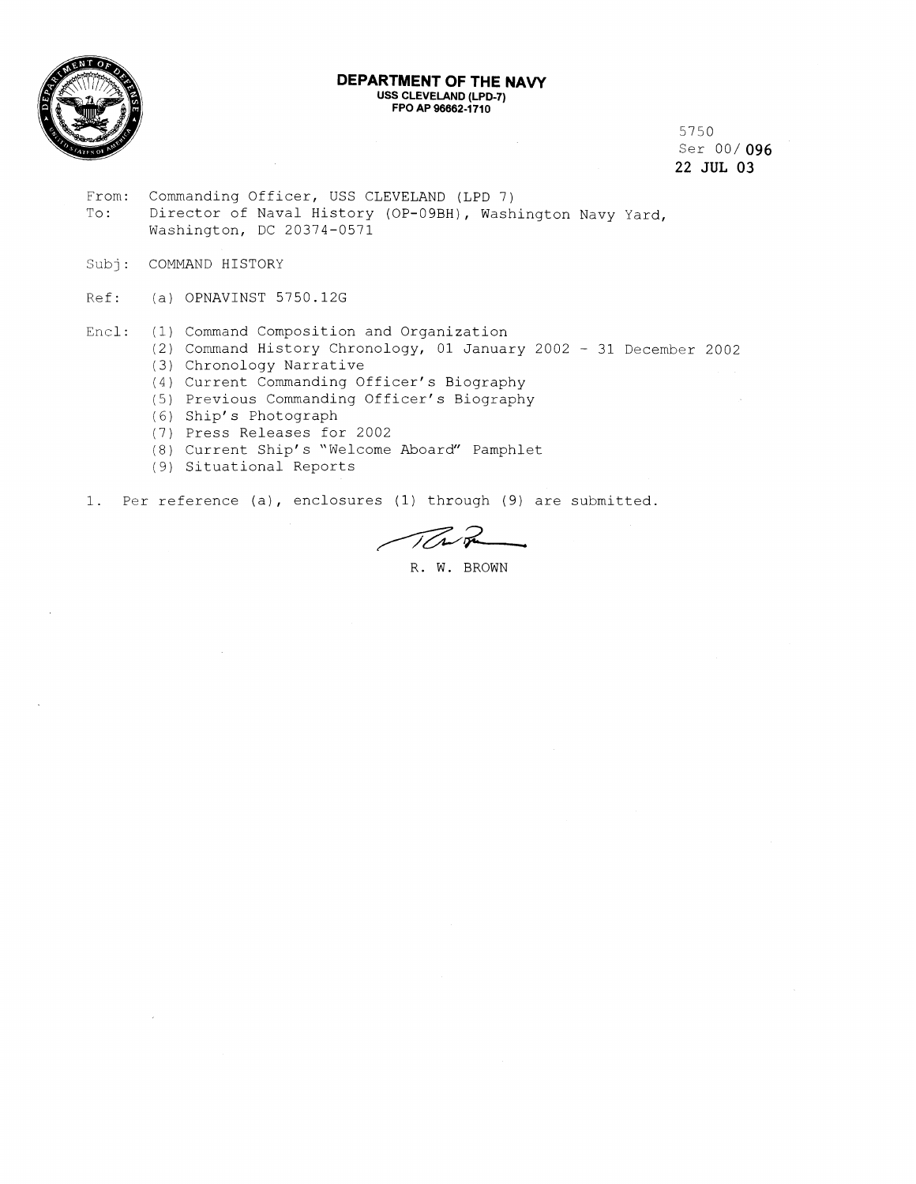**DEPARTMENT OF THE NAVY**
**USS CLEVELAND (LPD-7)**
**FPO AP 96662-1710**

5750
Ser 00/**096**
**22 JUL 03**

From: Commanding Officer, USS CLEVELAND (LPD 7)
To: Director of Naval History (OP-09BH), Washington Navy Yard, Washington, DC 20374-0571

Subj: COMMAND HISTORY

Ref: (a) OPNAVINST 5750.12G

Encl: (1) Command Composition and Organization
(2) Command History Chronology, 01 January 2002 - 31 December 2002
(3) Chronology Narrative
(4) Current Commanding Officer's Biography
(5) Previous Commanding Officer's Biography
(6) Ship's Photograph
(7) Press Releases for 2002
(8) Current Ship's "Welcome Aboard" Pamphlet
(9) Situational Reports

1. Per reference (a), enclosures (1) through (9) are submitted.

R. W. BROWN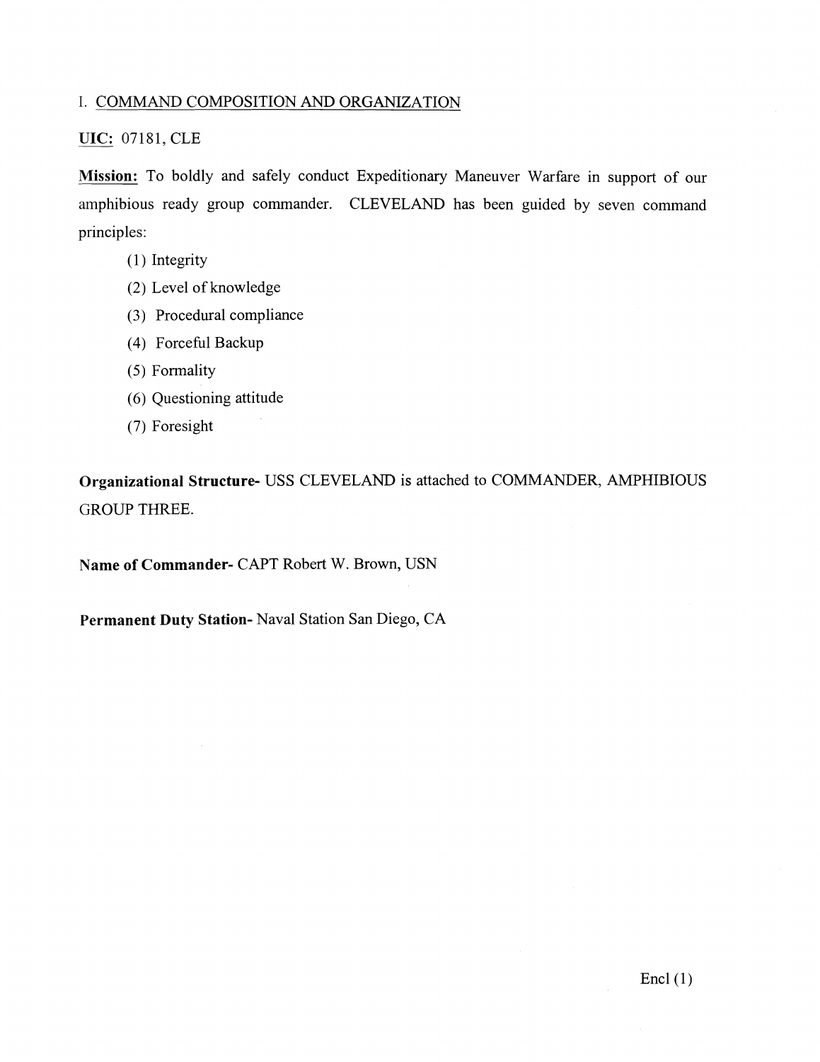## I. COMMAND COMPOSITION AND ORGANIZATION

**UIC:** 07181, CLE

**Mission:** To boldly and safely conduct Expeditionary Maneuver Warfare in support of our amphibious ready group commander. CLEVELAND has been guided by seven command principles:

(1) Integrity

(2) Level of knowledge

(3) Procedural compliance

(4) Forceful Backup

(5) Formality

(6) Questioning attitude

(7) Foresight

**Organizational Structure-** USS CLEVELAND is attached to COMMANDER, AMPHIBIOUS GROUP THREE.

**Name of Commander-** CAPT Robert W. Brown, USN

**Permanent Duty Station-** Naval Station San Diego, CA

Encl (1)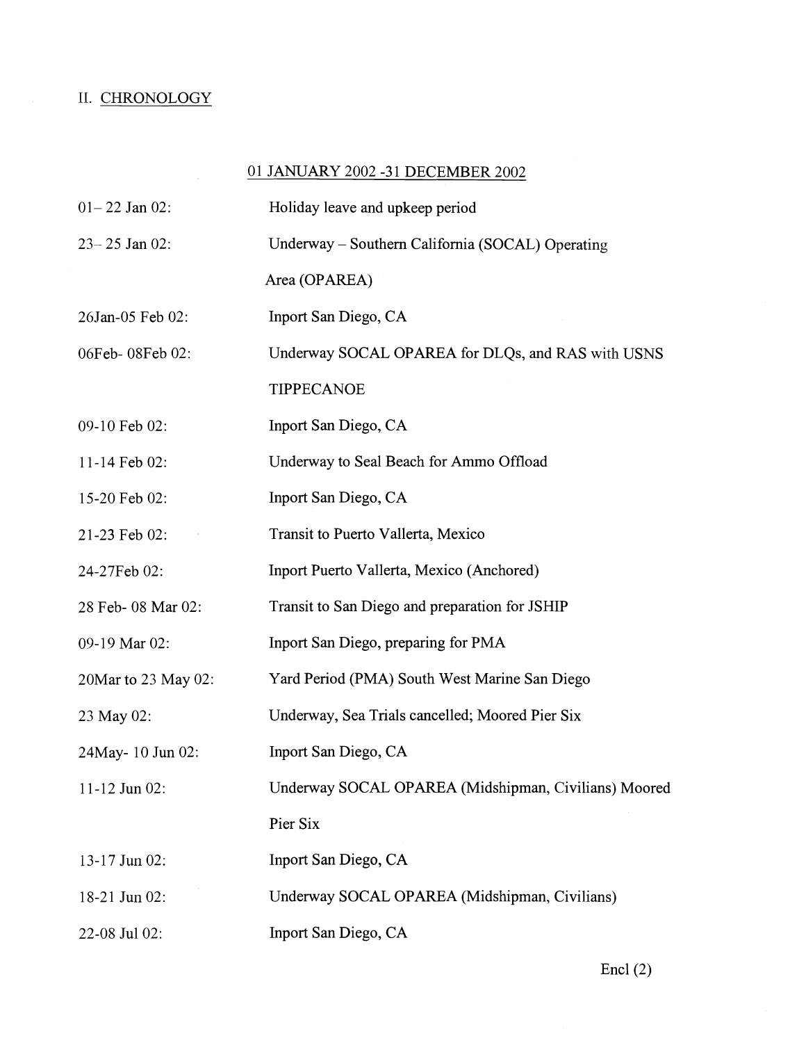## II. CHRONOLOGY

### 01 JANUARY 2002 -31 DECEMBER 2002

| | |
|---|---|
| 01– 22 Jan 02: | Holiday leave and upkeep period |
| 23– 25 Jan 02: | Underway – Southern California (SOCAL) Operating Area (OPAREA) |
| 26Jan-05 Feb 02: | Inport San Diego, CA |
| 06Feb- 08Feb 02: | Underway SOCAL OPAREA for DLQs, and RAS with USNS TIPPECANOE |
| 09-10 Feb 02: | Inport San Diego, CA |
| 11-14 Feb 02: | Underway to Seal Beach for Ammo Offload |
| 15-20 Feb 02: | Inport San Diego, CA |
| 21-23 Feb 02: | Transit to Puerto Vallerta, Mexico |
| 24-27Feb 02: | Inport Puerto Vallerta, Mexico (Anchored) |
| 28 Feb- 08 Mar 02: | Transit to San Diego and preparation for JSHIP |
| 09-19 Mar 02: | Inport San Diego, preparing for PMA |
| 20Mar to 23 May 02: | Yard Period (PMA) South West Marine San Diego |
| 23 May 02: | Underway, Sea Trials cancelled; Moored Pier Six |
| 24May- 10 Jun 02: | Inport San Diego, CA |
| 11-12 Jun 02: | Underway SOCAL OPAREA (Midshipman, Civilians) Moored Pier Six |
| 13-17 Jun 02: | Inport San Diego, CA |
| 18-21 Jun 02: | Underway SOCAL OPAREA (Midshipman, Civilians) |
| 22-08 Jul 02: | Inport San Diego, CA |

Encl (2)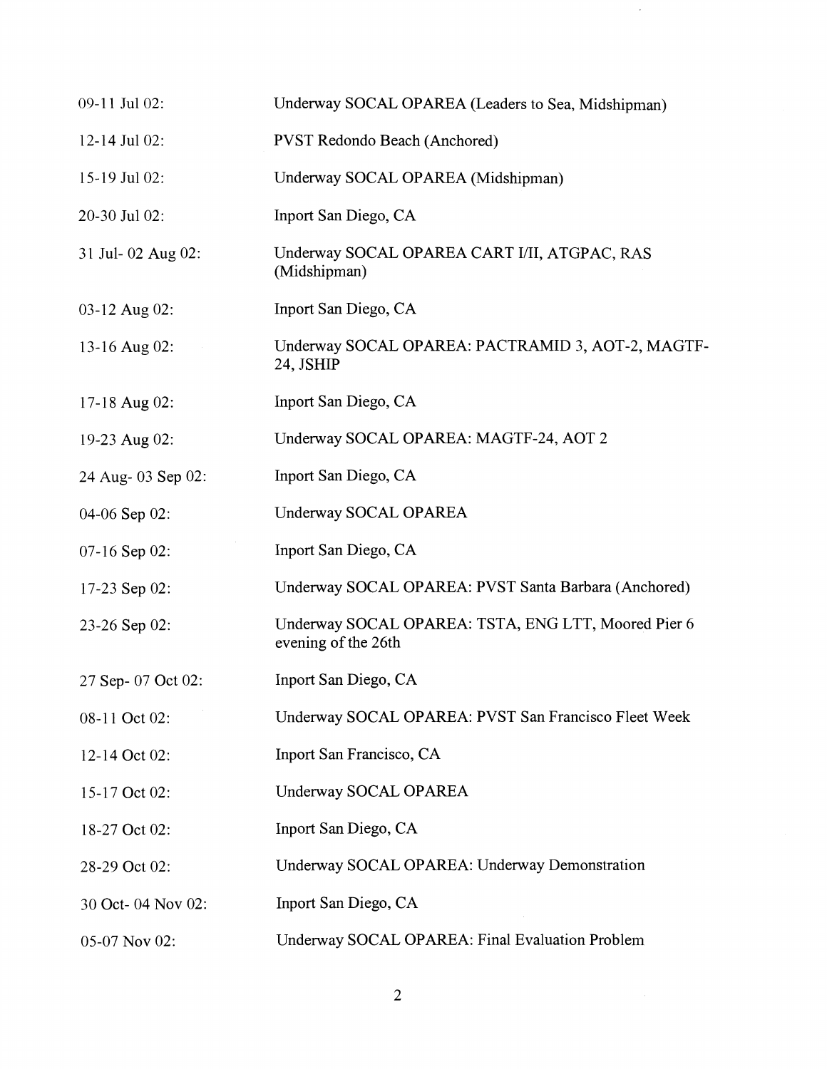| | |
|---|---|
| 09-11 Jul 02: | Underway SOCAL OPAREA (Leaders to Sea, Midshipman) |
| 12-14 Jul 02: | PVST Redondo Beach (Anchored) |
| 15-19 Jul 02: | Underway SOCAL OPAREA (Midshipman) |
| 20-30 Jul 02: | Inport San Diego, CA |
| 31 Jul- 02 Aug 02: | Underway SOCAL OPAREA CART I/II, ATGPAC, RAS (Midshipman) |
| 03-12 Aug 02: | Inport San Diego, CA |
| 13-16 Aug 02: | Underway SOCAL OPAREA: PACTRAMID 3, AOT-2, MAGTF-24, JSHIP |
| 17-18 Aug 02: | Inport San Diego, CA |
| 19-23 Aug 02: | Underway SOCAL OPAREA: MAGTF-24, AOT 2 |
| 24 Aug- 03 Sep 02: | Inport San Diego, CA |
| 04-06 Sep 02: | Underway SOCAL OPAREA |
| 07-16 Sep 02: | Inport San Diego, CA |
| 17-23 Sep 02: | Underway SOCAL OPAREA: PVST Santa Barbara (Anchored) |
| 23-26 Sep 02: | Underway SOCAL OPAREA: TSTA, ENG LTT, Moored Pier 6 evening of the 26th |
| 27 Sep- 07 Oct 02: | Inport San Diego, CA |
| 08-11 Oct 02: | Underway SOCAL OPAREA: PVST San Francisco Fleet Week |
| 12-14 Oct 02: | Inport San Francisco, CA |
| 15-17 Oct 02: | Underway SOCAL OPAREA |
| 18-27 Oct 02: | Inport San Diego, CA |
| 28-29 Oct 02: | Underway SOCAL OPAREA: Underway Demonstration |
| 30 Oct- 04 Nov 02: | Inport San Diego, CA |
| 05-07 Nov 02: | Underway SOCAL OPAREA: Final Evaluation Problem |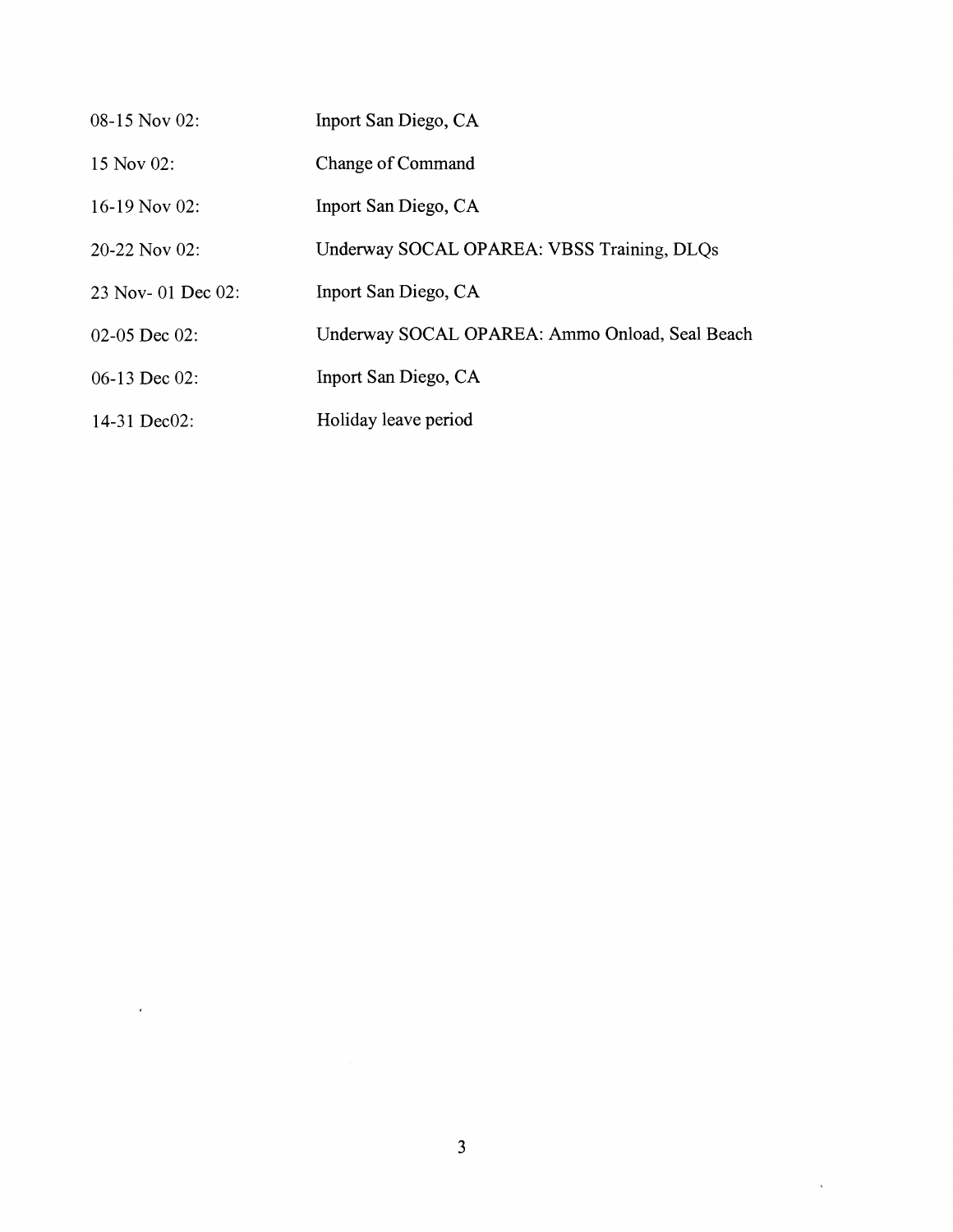| | |
|---|---|
| 08-15 Nov 02: | Inport San Diego, CA |
| 15 Nov 02: | Change of Command |
| 16-19 Nov 02: | Inport San Diego, CA |
| 20-22 Nov 02: | Underway SOCAL OPAREA: VBSS Training, DLQs |
| 23 Nov- 01 Dec 02: | Inport San Diego, CA |
| 02-05 Dec 02: | Underway SOCAL OPAREA: Ammo Onload, Seal Beach |
| 06-13 Dec 02: | Inport San Diego, CA |
| 14-31 Dec02: | Holiday leave period |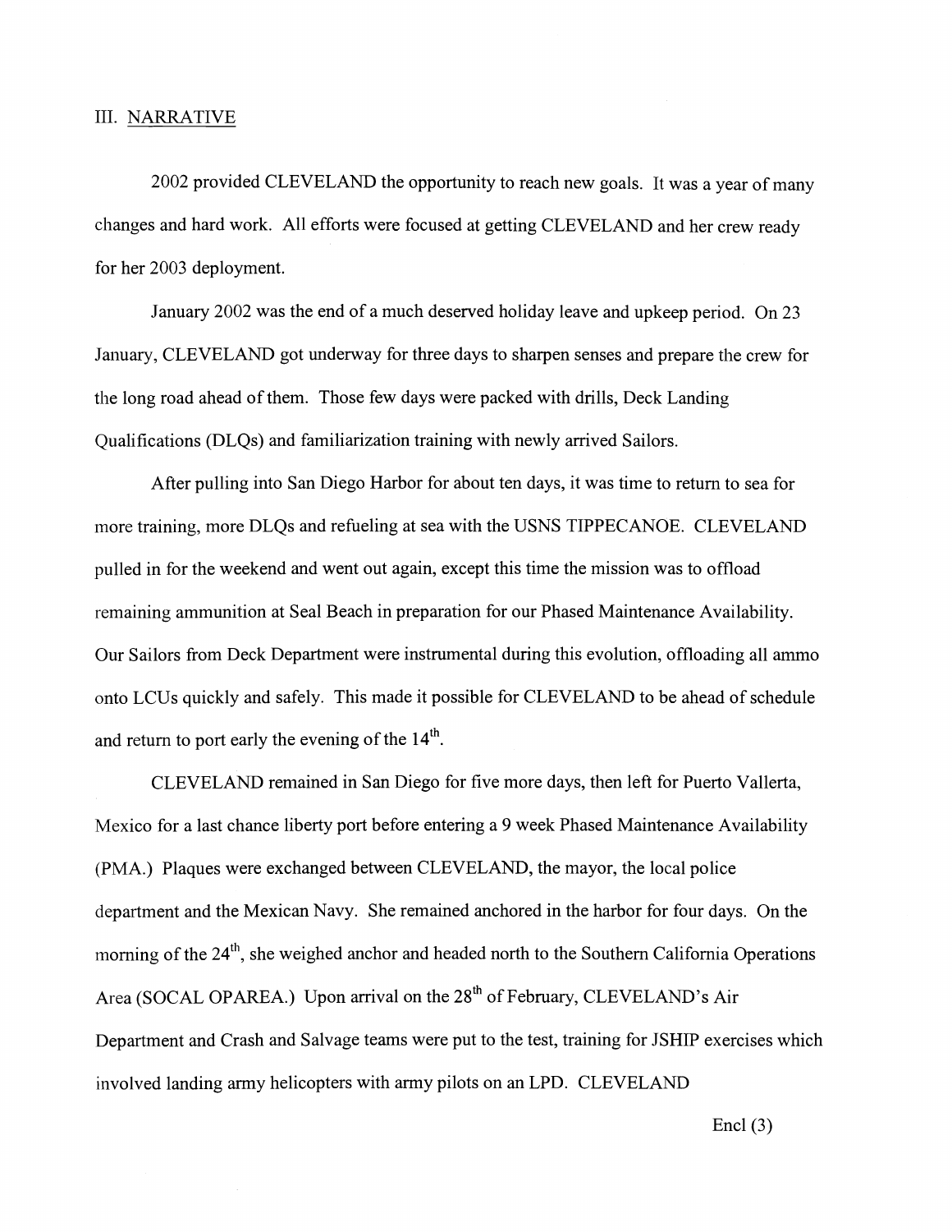## III. NARRATIVE

2002 provided CLEVELAND the opportunity to reach new goals. It was a year of many changes and hard work. All efforts were focused at getting CLEVELAND and her crew ready for her 2003 deployment.

January 2002 was the end of a much deserved holiday leave and upkeep period. On 23 January, CLEVELAND got underway for three days to sharpen senses and prepare the crew for the long road ahead of them. Those few days were packed with drills, Deck Landing Qualifications (DLQs) and familiarization training with newly arrived Sailors.

After pulling into San Diego Harbor for about ten days, it was time to return to sea for more training, more DLQs and refueling at sea with the USNS TIPPECANOE. CLEVELAND pulled in for the weekend and went out again, except this time the mission was to offload remaining ammunition at Seal Beach in preparation for our Phased Maintenance Availability. Our Sailors from Deck Department were instrumental during this evolution, offloading all ammo onto LCUs quickly and safely. This made it possible for CLEVELAND to be ahead of schedule and return to port early the evening of the 14th.

CLEVELAND remained in San Diego for five more days, then left for Puerto Vallerta, Mexico for a last chance liberty port before entering a 9 week Phased Maintenance Availability (PMA.) Plaques were exchanged between CLEVELAND, the mayor, the local police department and the Mexican Navy. She remained anchored in the harbor for four days. On the morning of the 24th, she weighed anchor and headed north to the Southern California Operations Area (SOCAL OPAREA.) Upon arrival on the 28th of February, CLEVELAND's Air Department and Crash and Salvage teams were put to the test, training for JSHIP exercises which involved landing army helicopters with army pilots on an LPD. CLEVELAND

Encl (3)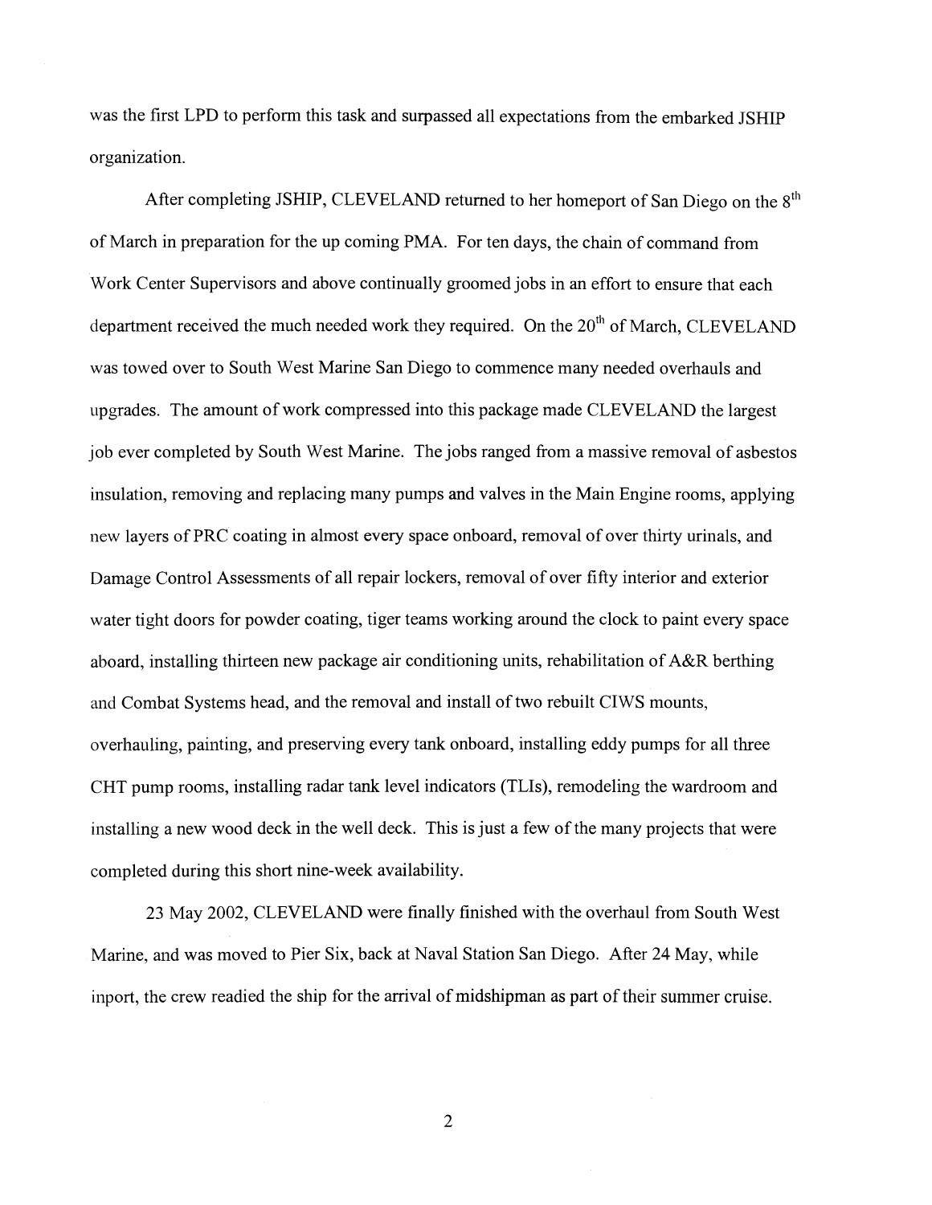was the first LPD to perform this task and surpassed all expectations from the embarked JSHIP organization.

After completing JSHIP, CLEVELAND returned to her homeport of San Diego on the 8th of March in preparation for the up coming PMA. For ten days, the chain of command from Work Center Supervisors and above continually groomed jobs in an effort to ensure that each department received the much needed work they required. On the 20th of March, CLEVELAND was towed over to South West Marine San Diego to commence many needed overhauls and upgrades. The amount of work compressed into this package made CLEVELAND the largest job ever completed by South West Marine. The jobs ranged from a massive removal of asbestos insulation, removing and replacing many pumps and valves in the Main Engine rooms, applying new layers of PRC coating in almost every space onboard, removal of over thirty urinals, and Damage Control Assessments of all repair lockers, removal of over fifty interior and exterior water tight doors for powder coating, tiger teams working around the clock to paint every space aboard, installing thirteen new package air conditioning units, rehabilitation of A&R berthing and Combat Systems head, and the removal and install of two rebuilt CIWS mounts, overhauling, painting, and preserving every tank onboard, installing eddy pumps for all three CHT pump rooms, installing radar tank level indicators (TLIs), remodeling the wardroom and installing a new wood deck in the well deck. This is just a few of the many projects that were completed during this short nine-week availability.

23 May 2002, CLEVELAND were finally finished with the overhaul from South West Marine, and was moved to Pier Six, back at Naval Station San Diego. After 24 May, while inport, the crew readied the ship for the arrival of midshipman as part of their summer cruise.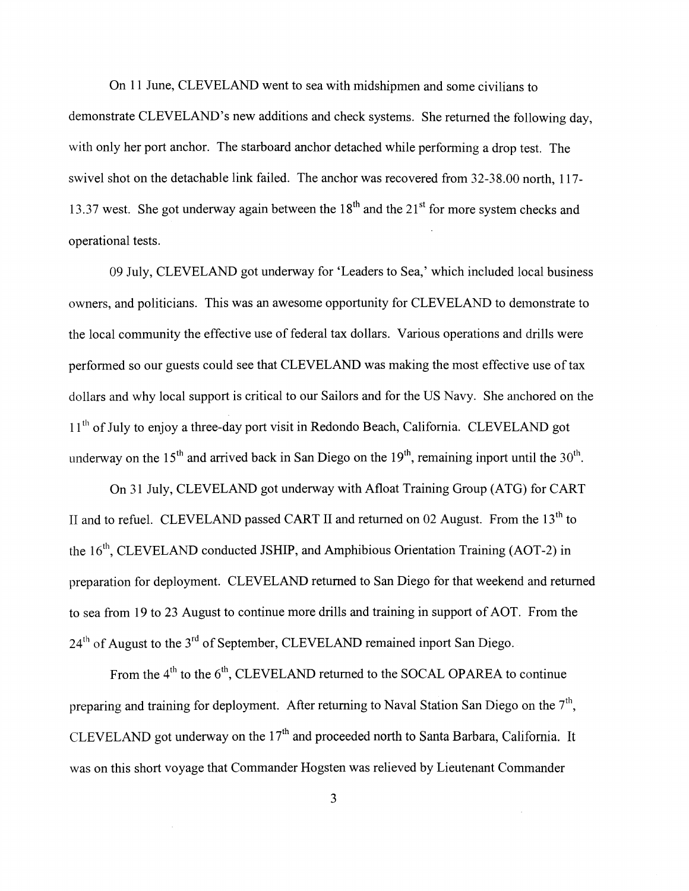On 11 June, CLEVELAND went to sea with midshipmen and some civilians to demonstrate CLEVELAND's new additions and check systems. She returned the following day, with only her port anchor. The starboard anchor detached while performing a drop test. The swivel shot on the detachable link failed. The anchor was recovered from 32-38.00 north, 117-13.37 west. She got underway again between the 18th and the 21st for more system checks and operational tests.

09 July, CLEVELAND got underway for 'Leaders to Sea,' which included local business owners, and politicians. This was an awesome opportunity for CLEVELAND to demonstrate to the local community the effective use of federal tax dollars. Various operations and drills were performed so our guests could see that CLEVELAND was making the most effective use of tax dollars and why local support is critical to our Sailors and for the US Navy. She anchored on the 11th of July to enjoy a three-day port visit in Redondo Beach, California. CLEVELAND got underway on the 15th and arrived back in San Diego on the 19th, remaining inport until the 30th.

On 31 July, CLEVELAND got underway with Afloat Training Group (ATG) for CART II and to refuel. CLEVELAND passed CART II and returned on 02 August. From the 13th to the 16th, CLEVELAND conducted JSHIP, and Amphibious Orientation Training (AOT-2) in preparation for deployment. CLEVELAND returned to San Diego for that weekend and returned to sea from 19 to 23 August to continue more drills and training in support of AOT. From the 24th of August to the 3rd of September, CLEVELAND remained inport San Diego.

From the 4th to the 6th, CLEVELAND returned to the SOCAL OPAREA to continue preparing and training for deployment. After returning to Naval Station San Diego on the 7th, CLEVELAND got underway on the 17th and proceeded north to Santa Barbara, California. It was on this short voyage that Commander Hogsten was relieved by Lieutenant Commander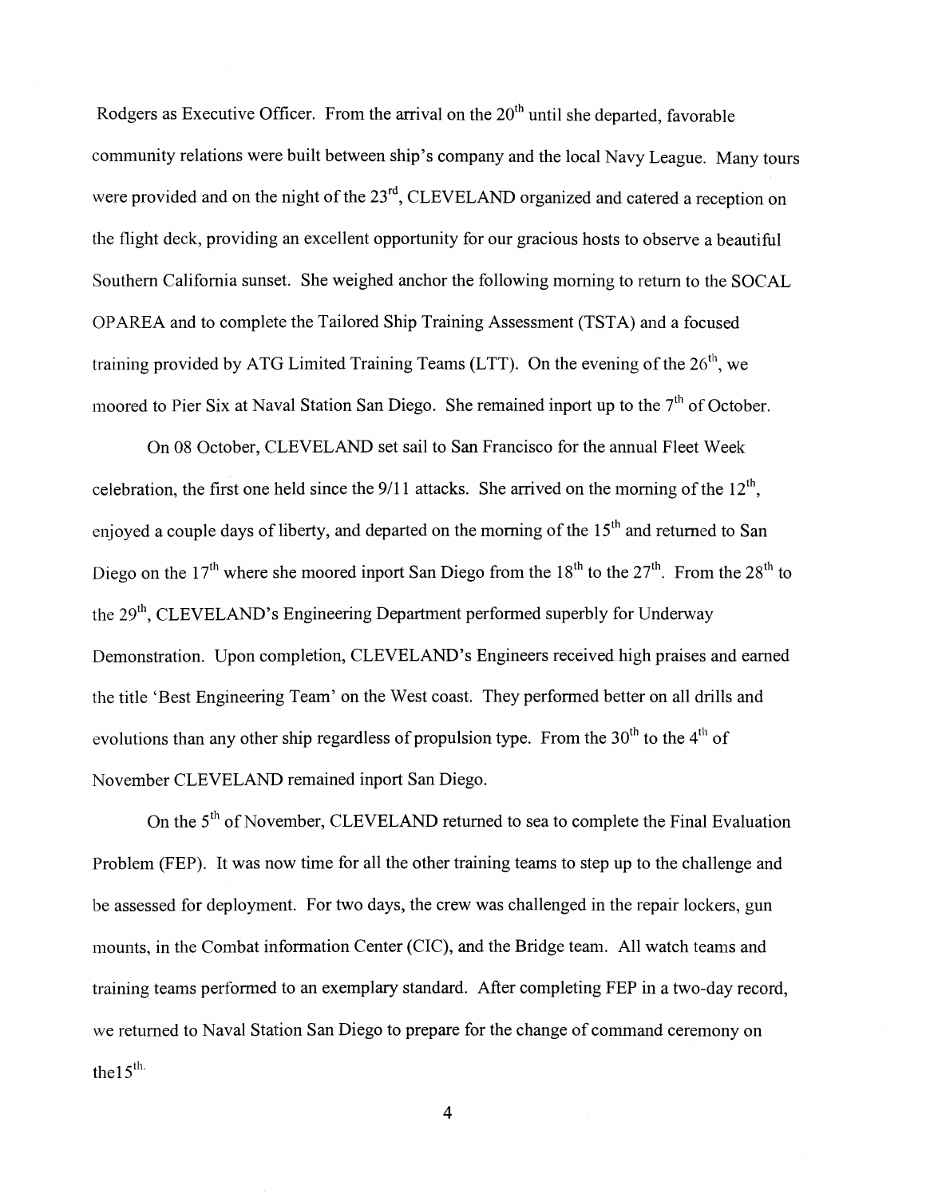Rodgers as Executive Officer. From the arrival on the 20th until she departed, favorable community relations were built between ship's company and the local Navy League. Many tours were provided and on the night of the 23rd, CLEVELAND organized and catered a reception on the flight deck, providing an excellent opportunity for our gracious hosts to observe a beautiful Southern California sunset. She weighed anchor the following morning to return to the SOCAL OPAREA and to complete the Tailored Ship Training Assessment (TSTA) and a focused training provided by ATG Limited Training Teams (LTT). On the evening of the 26th, we moored to Pier Six at Naval Station San Diego. She remained inport up to the 7th of October.

On 08 October, CLEVELAND set sail to San Francisco for the annual Fleet Week celebration, the first one held since the 9/11 attacks. She arrived on the morning of the 12th, enjoyed a couple days of liberty, and departed on the morning of the 15th and returned to San Diego on the 17th where she moored inport San Diego from the 18th to the 27th. From the 28th to the 29th, CLEVELAND's Engineering Department performed superbly for Underway Demonstration. Upon completion, CLEVELAND's Engineers received high praises and earned the title 'Best Engineering Team' on the West coast. They performed better on all drills and evolutions than any other ship regardless of propulsion type. From the 30th to the 4th of November CLEVELAND remained inport San Diego.

On the 5th of November, CLEVELAND returned to sea to complete the Final Evaluation Problem (FEP). It was now time for all the other training teams to step up to the challenge and be assessed for deployment. For two days, the crew was challenged in the repair lockers, gun mounts, in the Combat information Center (CIC), and the Bridge team. All watch teams and training teams performed to an exemplary standard. After completing FEP in a two-day record, we returned to Naval Station San Diego to prepare for the change of command ceremony on the15th.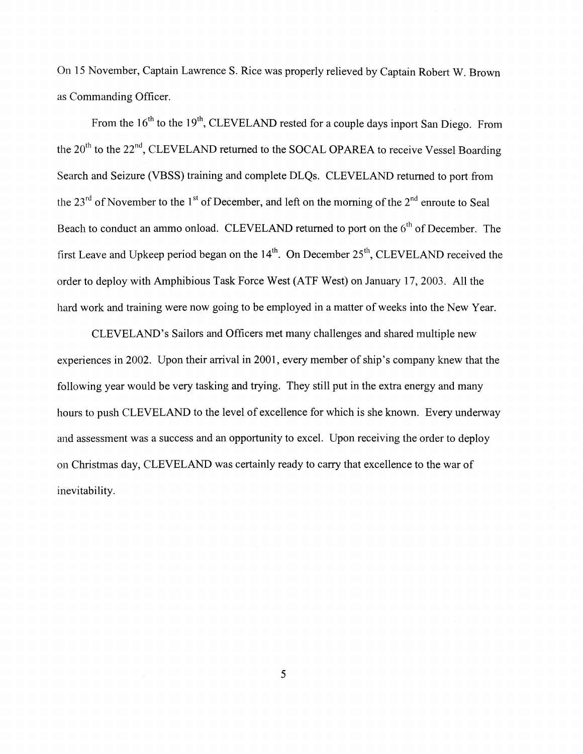On 15 November, Captain Lawrence S. Rice was properly relieved by Captain Robert W. Brown as Commanding Officer.

From the 16th to the 19th, CLEVELAND rested for a couple days inport San Diego. From the 20th to the 22nd, CLEVELAND returned to the SOCAL OPAREA to receive Vessel Boarding Search and Seizure (VBSS) training and complete DLQs. CLEVELAND returned to port from the 23rd of November to the 1st of December, and left on the morning of the 2nd enroute to Seal Beach to conduct an ammo onload. CLEVELAND returned to port on the 6th of December. The first Leave and Upkeep period began on the 14th. On December 25th, CLEVELAND received the order to deploy with Amphibious Task Force West (ATF West) on January 17, 2003. All the hard work and training were now going to be employed in a matter of weeks into the New Year.

CLEVELAND's Sailors and Officers met many challenges and shared multiple new experiences in 2002. Upon their arrival in 2001, every member of ship's company knew that the following year would be very tasking and trying. They still put in the extra energy and many hours to push CLEVELAND to the level of excellence for which is she known. Every underway and assessment was a success and an opportunity to excel. Upon receiving the order to deploy on Christmas day, CLEVELAND was certainly ready to carry that excellence to the war of inevitability.